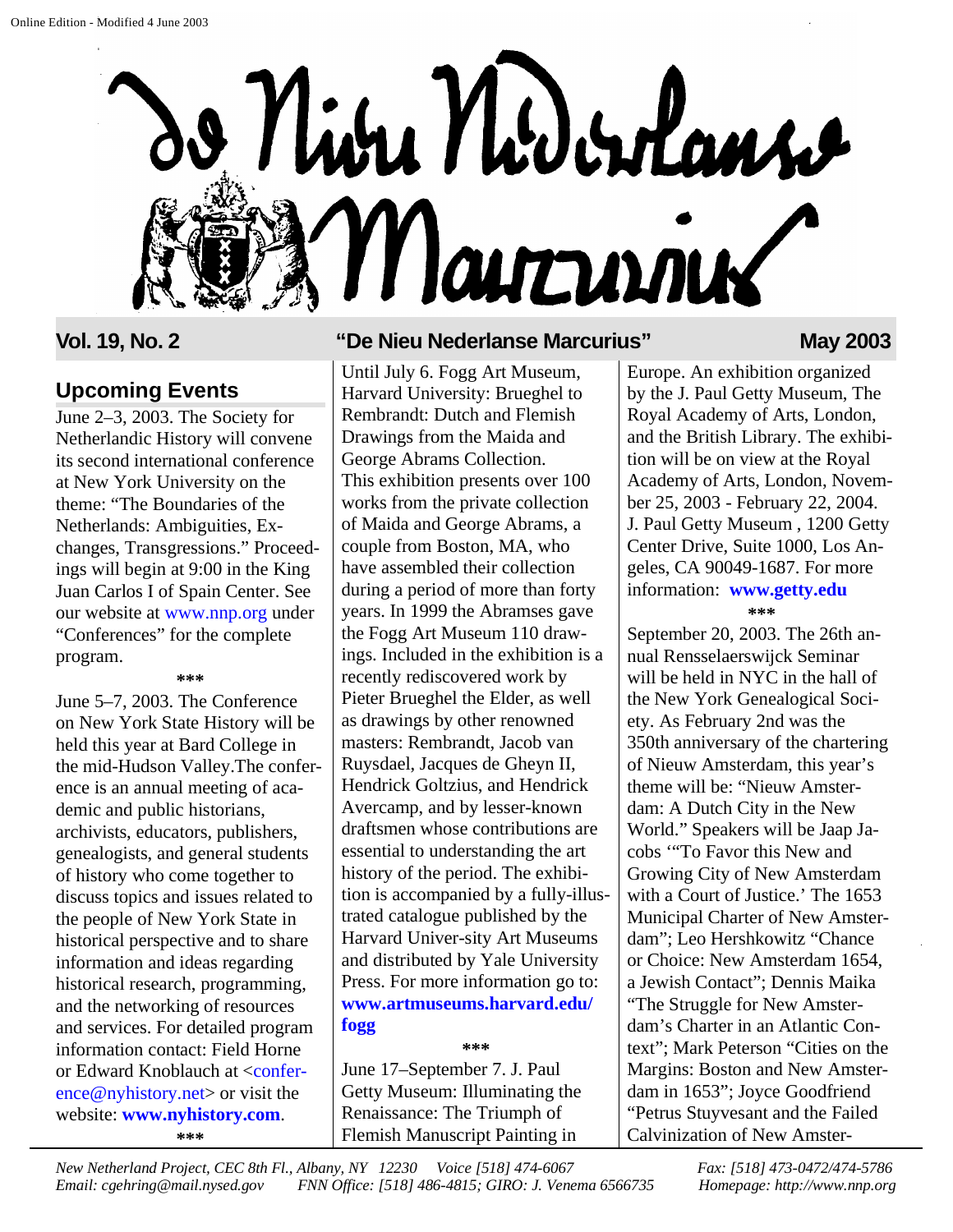Online Edition - Modified 4 June 2003

# de Nieu Nederlanse Marcurius

**Vol. 19, No. 2** **"De Nieu Nederlanse Marcurius"** **May 2003**

## Upcoming Events

June 2–3, 2003. The Society for Netherlandic History will convene its second international conference at New York University on the theme: "The Boundaries of the Netherlands: Ambiguities, Exchanges, Transgressions." Proceedings will begin at 9:00 in the King Juan Carlos I of Spain Center. See our website at www.nnp.org under "Conferences" for the complete program.

***

June 5–7, 2003. The Conference on New York State History will be held this year at Bard College in the mid-Hudson Valley.The conference is an annual meeting of academic and public historians, archivists, educators, publishers, genealogists, and general students of history who come together to discuss topics and issues related to the people of New York State in historical perspective and to share information and ideas regarding historical research, programming, and the networking of resources and services. For detailed program information contact: Field Horne or Edward Knoblauch at <conference@nyhistory.net> or visit the website: **www.nyhistory.com**.

***

Until July 6. Fogg Art Museum, Harvard University: Brueghel to Rembrandt: Dutch and Flemish Drawings from the Maida and George Abrams Collection. This exhibition presents over 100 works from the private collection of Maida and George Abrams, a couple from Boston, MA, who have assembled their collection during a period of more than forty years. In 1999 the Abramses gave the Fogg Art Museum 110 drawings. Included in the exhibition is a recently rediscovered work by Pieter Brueghel the Elder, as well as drawings by other renowned masters: Rembrandt, Jacob van Ruysdael, Jacques de Gheyn II, Hendrick Goltzius, and Hendrick Avercamp, and by lesser-known draftsmen whose contributions are essential to understanding the art history of the period. The exhibition is accompanied by a fully-illustrated catalogue published by the Harvard Univer-sity Art Museums and distributed by Yale University Press. For more information go to: **www.artmuseums.harvard.edu/fogg**

***

June 17–September 7. J. Paul Getty Museum: Illuminating the Renaissance: The Triumph of Flemish Manuscript Painting in Europe. An exhibition organized by the J. Paul Getty Museum, The Royal Academy of Arts, London, and the British Library. The exhibition will be on view at the Royal Academy of Arts, London, November 25, 2003 - February 22, 2004. J. Paul Getty Museum , 1200 Getty Center Drive, Suite 1000, Los Angeles, CA 90049-1687. For more information: **www.getty.edu**

***

September 20, 2003. The 26th annual Rensselaerswijck Seminar will be held in NYC in the hall of the New York Genealogical Society. As February 2nd was the 350th anniversary of the chartering of Nieuw Amsterdam, this year's theme will be: "Nieuw Amsterdam: A Dutch City in the New World." Speakers will be Jaap Jacobs '"To Favor this New and Growing City of New Amsterdam with a Court of Justice.' The 1653 Municipal Charter of New Amsterdam"; Leo Hershkowitz "Chance or Choice: New Amsterdam 1654, a Jewish Contact"; Dennis Maika "The Struggle for New Amsterdam's Charter in an Atlantic Context"; Mark Peterson "Cities on the Margins: Boston and New Amsterdam in 1653"; Joyce Goodfriend "Petrus Stuyvesant and the Failed Calvinization of New Amster-

*New Netherland Project, CEC 8th Fl., Albany, NY 12230 Voice [518] 474-6067 Fax: [518] 473-0472/474-5786*
*Email: cgehring@mail.nysed.gov FNN Office: [518] 486-4815; GIRO: J. Venema 6566735 Homepage: http://www.nnp.org*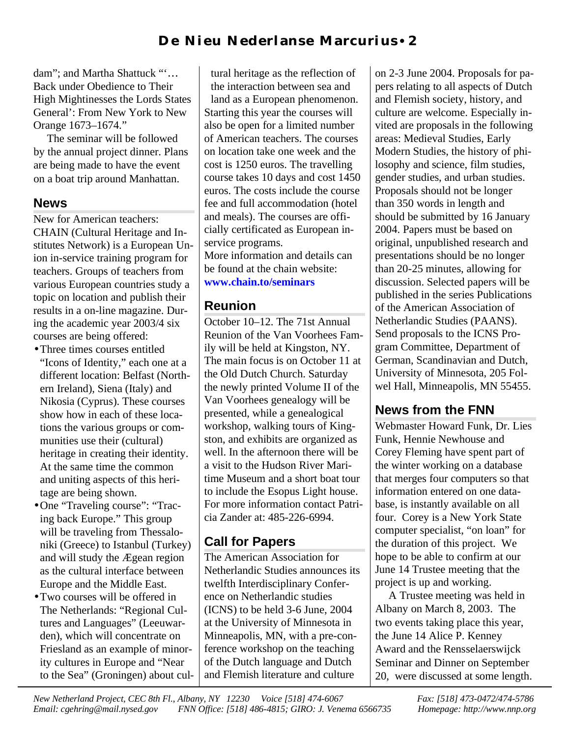dam"; and Martha Shattuck "'… Back under Obedience to Their High Mightinesses the Lords States General': From New York to New Orange 1673–1674."

The seminar will be followed by the annual project dinner. Plans are being made to have the event on a boat trip around Manhattan.

## News

New for American teachers: CHAIN (Cultural Heritage and Institutes Network) is a European Union in-service training program for teachers. Groups of teachers from various European countries study a topic on location and publish their results in a on-line magazine. During the academic year 2003/4 six courses are being offered:

- Three times courses entitled "Icons of Identity," each one at a different location: Belfast (Northern Ireland), Siena (Italy) and Nikosia (Cyprus). These courses show how in each of these locations the various groups or communities use their (cultural) heritage in creating their identity. At the same time the common and uniting aspects of this heritage are being shown.
- One "Traveling course": "Tracing back Europe." This group will be traveling from Thessaloniki (Greece) to Istanbul (Turkey) and will study the Ægean region as the cultural interface between Europe and the Middle East.
- Two courses will be offered in The Netherlands: "Regional Cultures and Languages" (Leeuwarden), which will concentrate on Friesland as an example of minority cultures in Europe and "Near to the Sea" (Groningen) about cultural heritage as the reflection of the interaction between sea and land as a European phenomenon.

Starting this year the courses will also be open for a limited number of American teachers. The courses on location take one week and the cost is 1250 euros. The travelling course takes 10 days and cost 1450 euros. The costs include the course fee and full accommodation (hotel and meals). The courses are officially certificated as European in-service programs.

More information and details can be found at the chain website: **www.chain.to/seminars**

## Reunion

October 10–12. The 71st Annual Reunion of the Van Voorhees Family will be held at Kingston, NY. The main focus is on October 11 at the Old Dutch Church. Saturday the newly printed Volume II of the Van Voorhees genealogy will be presented, while a genealogical workshop, walking tours of Kingston, and exhibits are organized as well. In the afternoon there will be a visit to the Hudson River Maritime Museum and a short boat tour to include the Esopus Light house. For more information contact Patricia Zander at: 485-226-6994.

## Call for Papers

The American Association for Netherlandic Studies announces its twelfth Interdisciplinary Conference on Netherlandic studies (ICNS) to be held 3-6 June, 2004 at the University of Minnesota in Minneapolis, MN, with a pre-conference workshop on the teaching of the Dutch language and Dutch and Flemish literature and culture on 2-3 June 2004. Proposals for papers relating to all aspects of Dutch and Flemish society, history, and culture are welcome. Especially invited are proposals in the following areas: Medieval Studies, Early Modern Studies, the history of philosophy and science, film studies, gender studies, and urban studies. Proposals should not be longer than 350 words in length and should be submitted by 16 January 2004. Papers must be based on original, unpublished research and presentations should be no longer than 20-25 minutes, allowing for discussion. Selected papers will be published in the series Publications of the American Association of Netherlandic Studies (PAANS). Send proposals to the ICNS Program Committee, Department of German, Scandinavian and Dutch, University of Minnesota, 205 Folwel Hall, Minneapolis, MN 55455.

## News from the FNN

Webmaster Howard Funk, Dr. Lies Funk, Hennie Newhouse and Corey Fleming have spent part of the winter working on a database that merges four computers so that information entered on one database, is instantly available on all four. Corey is a New York State computer specialist, "on loan" for the duration of this project. We hope to be able to confirm at our June 14 Trustee meeting that the project is up and working.

A Trustee meeting was held in Albany on March 8, 2003. The two events taking place this year, the June 14 Alice P. Kenney Award and the Rensselaerswijck Seminar and Dinner on September 20, were discussed at some length.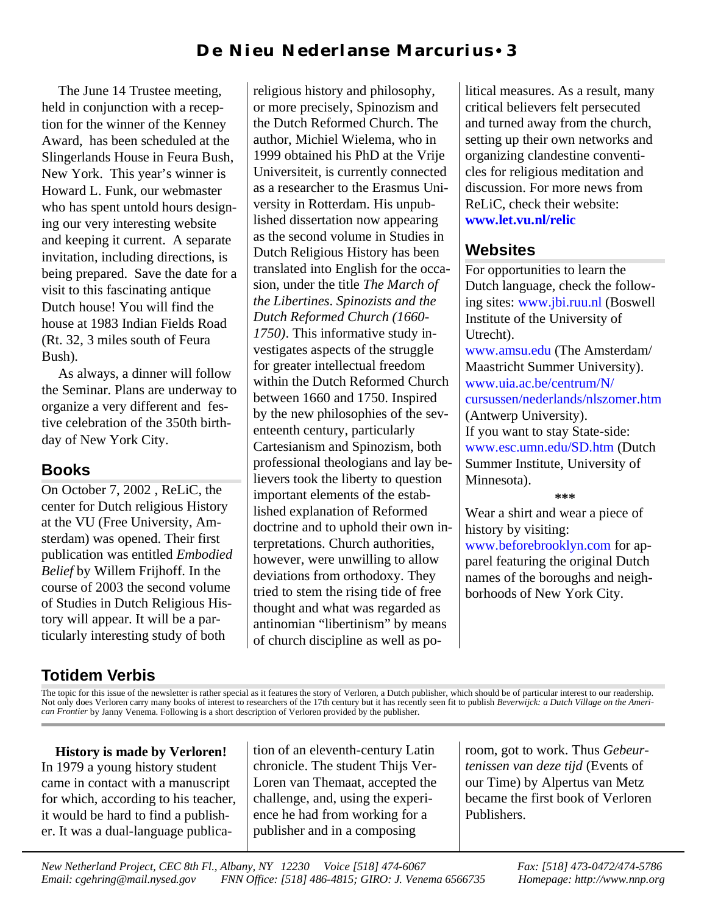The June 14 Trustee meeting, held in conjunction with a reception for the winner of the Kenney Award, has been scheduled at the Slingerlands House in Feura Bush, New York. This year's winner is Howard L. Funk, our webmaster who has spent untold hours designing our very interesting website and keeping it current. A separate invitation, including directions, is being prepared. Save the date for a visit to this fascinating antique Dutch house! You will find the house at 1983 Indian Fields Road (Rt. 32, 3 miles south of Feura Bush).

As always, a dinner will follow the Seminar. Plans are underway to organize a very different and festive celebration of the 350th birthday of New York City.

## Books

On October 7, 2002 , ReLiC, the center for Dutch religious History at the VU (Free University, Amsterdam) was opened. Their first publication was entitled *Embodied Belief* by Willem Frijhoff. In the course of 2003 the second volume of Studies in Dutch Religious History will appear. It will be a particularly interesting study of both religious history and philosophy, or more precisely, Spinozism and the Dutch Reformed Church. The author, Michiel Wielema, who in 1999 obtained his PhD at the Vrije Universiteit, is currently connected as a researcher to the Erasmus University in Rotterdam. His unpublished dissertation now appearing as the second volume in Studies in Dutch Religious History has been translated into English for the occasion, under the title *The March of the Libertines. Spinozists and the Dutch Reformed Church (1660-1750)*. This informative study investigates aspects of the struggle for greater intellectual freedom within the Dutch Reformed Church between 1660 and 1750. Inspired by the new philosophies of the seventeenth century, particularly Cartesianism and Spinozism, both professional theologians and lay believers took the liberty to question important elements of the established explanation of Reformed doctrine and to uphold their own interpretations. Church authorities, however, were unwilling to allow deviations from orthodoxy. They tried to stem the rising tide of free thought and what was regarded as antinomian "libertinism" by means of church discipline as well as political measures. As a result, many critical believers felt persecuted and turned away from the church, setting up their own networks and organizing clandestine conventicles for religious meditation and discussion. For more news from ReLiC, check their website: **www.let.vu.nl/relic**

## Websites

For opportunities to learn the Dutch language, check the following sites: www.jbi.ruu.nl (Boswell Institute of the University of Utrecht).
www.amsu.edu (The Amsterdam/ Maastricht Summer University).
www.uia.ac.be/centrum/N/cursussen/nederlands/nlszomer.htm (Antwerp University).
If you want to stay State-side: www.esc.umn.edu/SD.htm (Dutch Summer Institute, University of Minnesota).

***

Wear a shirt and wear a piece of history by visiting: www.beforebrooklyn.com for apparel featuring the original Dutch names of the boroughs and neighborhoods of New York City.

## Totidem Verbis

The topic for this issue of the newsletter is rather special as it features the story of Verloren, a Dutch publisher, which should be of particular interest to our readership. Not only does Verloren carry many books of interest to researchers of the 17th century but it has recently seen fit to publish *Beverwijck: a Dutch Village on the American Frontier* by Janny Venema. Following is a short description of Verloren provided by the publisher.

**History is made by Verloren!**
In 1979 a young history student came in contact with a manuscript for which, according to his teacher, it would be hard to find a publisher. It was a dual-language publication of an eleventh-century Latin chronicle. The student Thijs VerLoren van Themaat, accepted the challenge, and, using the experience he had from working for a publisher and in a composing room, got to work. Thus *Gebeurtenissen van deze tijd* (Events of our Time) by Alpertus van Metz became the first book of Verloren Publishers.

*New Netherland Project, CEC 8th Fl., Albany, NY 12230 Voice [518] 474-6067 Fax: [518] 473-0472/474-5786*
*Email: cgehring@mail.nysed.gov FNN Office: [518] 486-4815; GIRO: J. Venema 6566735 Homepage: http://www.nnp.org*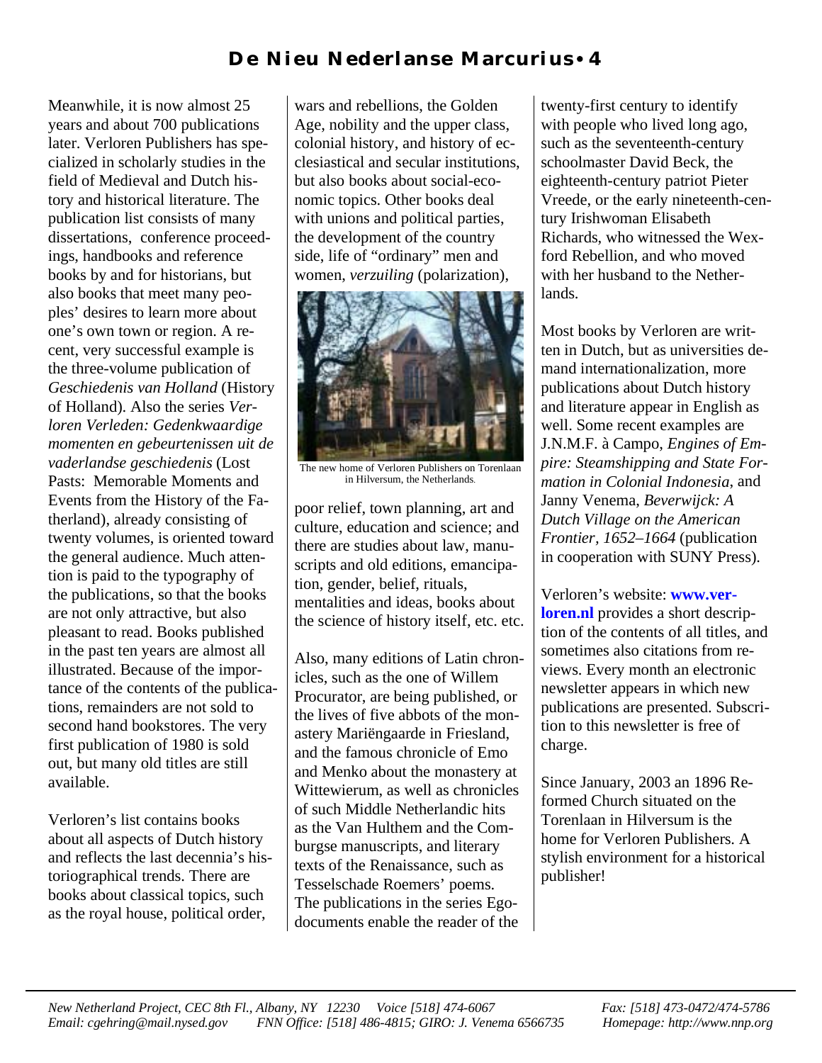Meanwhile, it is now almost 25 years and about 700 publications later. Verloren Publishers has specialized in scholarly studies in the field of Medieval and Dutch history and historical literature. The publication list consists of many dissertations, conference proceedings, handbooks and reference books by and for historians, but also books that meet many peoples' desires to learn more about one's own town or region. A recent, very successful example is the three-volume publication of *Geschiedenis van Holland* (History of Holland). Also the series *Verloren Verleden: Gedenkwaardige momenten en gebeurtenissen uit de vaderlandse geschiedenis* (Lost Pasts: Memorable Moments and Events from the History of the Fatherland), already consisting of twenty volumes, is oriented toward the general audience. Much attention is paid to the typography of the publications, so that the books are not only attractive, but also pleasant to read. Books published in the past ten years are almost all illustrated. Because of the importance of the contents of the publications, remainders are not sold to second hand bookstores. The very first publication of 1980 is sold out, but many old titles are still available.

Verloren's list contains books about all aspects of Dutch history and reflects the last decennia's historiographical trends. There are books about classical topics, such as the royal house, political order, wars and rebellions, the Golden Age, nobility and the upper class, colonial history, and history of ecclesiastical and secular institutions, but also books about social-economic topics. Other books deal with unions and political parties, the development of the country side, life of "ordinary" men and women, *verzuiling* (polarization), poor relief, town planning, art and culture, education and science; and there are studies about law, manuscripts and old editions, emancipation, gender, belief, rituals, mentalities and ideas, books about the science of history itself, etc. etc.

The new home of Verloren Publishers on Torenlaan in Hilversum, the Netherlands.

Also, many editions of Latin chronicles, such as the one of Willem Procurator, are being published, or the lives of five abbots of the monastery Mariëngaarde in Friesland, and the famous chronicle of Emo and Menko about the monastery at Wittewierum, as well as chronicles of such Middle Netherlandic hits as the Van Hulthem and the Comburgse manuscripts, and literary texts of the Renaissance, such as Tesselschade Roemers' poems. The publications in the series Egodocuments enable the reader of the twenty-first century to identify with people who lived long ago, such as the seventeenth-century schoolmaster David Beck, the eighteenth-century patriot Pieter Vreede, or the early nineteenth-century Irishwoman Elisabeth Richards, who witnessed the Wexford Rebellion, and who moved with her husband to the Netherlands.

Most books by Verloren are written in Dutch, but as universities demand internationalization, more publications about Dutch history and literature appear in English as well. Some recent examples are J.N.M.F. à Campo, *Engines of Empire: Steamshipping and State Formation in Colonial Indonesia*, and Janny Venema, *Beverwijck: A Dutch Village on the American Frontier, 1652–1664* (publication in cooperation with SUNY Press).

Verloren's website: **www.verloren.nl** provides a short description of the contents of all titles, and sometimes also citations from reviews. Every month an electronic newsletter appears in which new publications are presented. Subscrition to this newsletter is free of charge.

Since January, 2003 an 1896 Reformed Church situated on the Torenlaan in Hilversum is the home for Verloren Publishers. A stylish environment for a historical publisher!